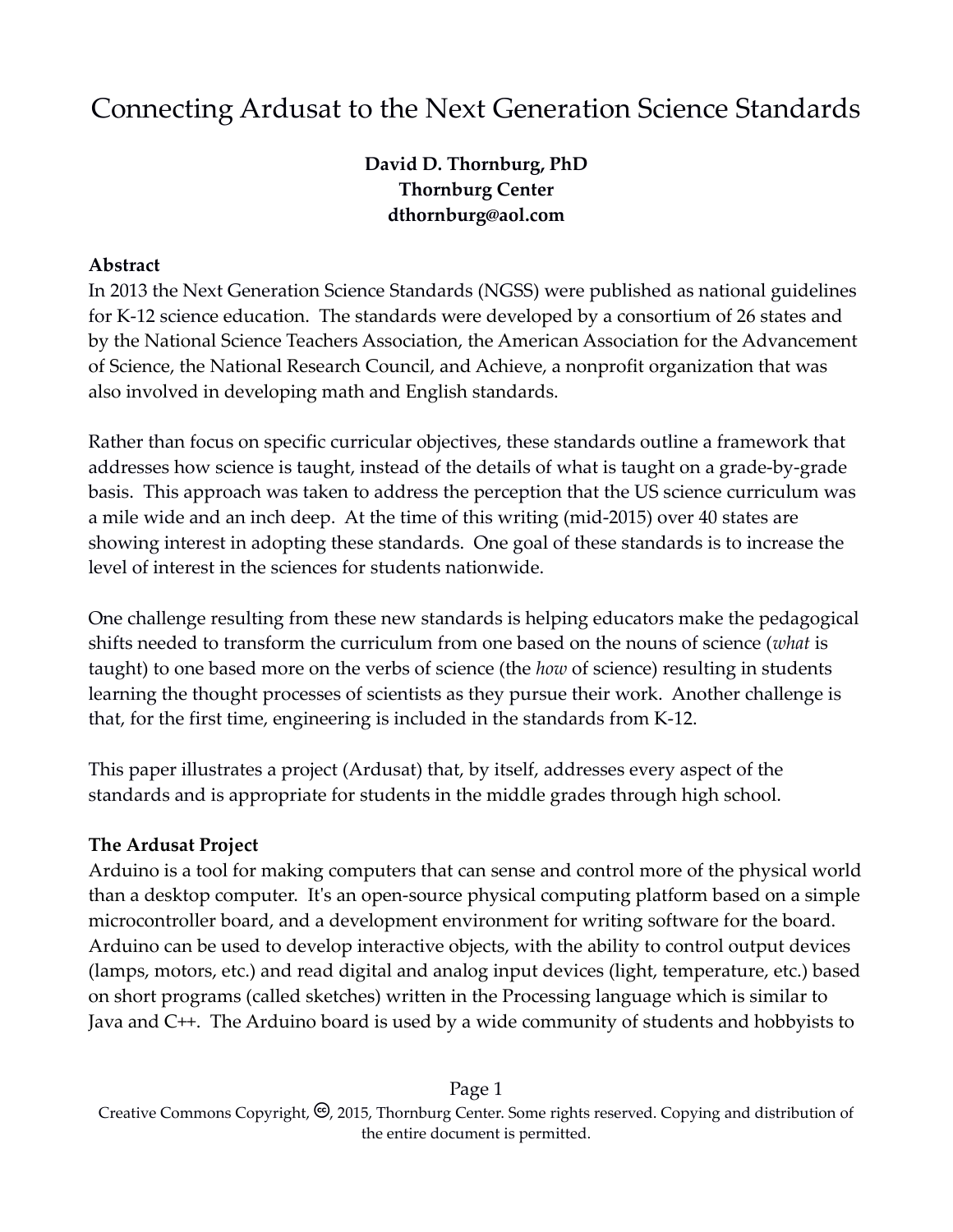# Connecting Ardusat to the Next Generation Science Standards

**David D. Thornburg, PhD**
**Thornburg Center**
**dthornburg@aol.com**

**Abstract**

In 2013 the Next Generation Science Standards (NGSS) were published as national guidelines for K-12 science education. The standards were developed by a consortium of 26 states and by the National Science Teachers Association, the American Association for the Advancement of Science, the National Research Council, and Achieve, a nonprofit organization that was also involved in developing math and English standards.

Rather than focus on specific curricular objectives, these standards outline a framework that addresses how science is taught, instead of the details of what is taught on a grade-by-grade basis. This approach was taken to address the perception that the US science curriculum was a mile wide and an inch deep. At the time of this writing (mid-2015) over 40 states are showing interest in adopting these standards. One goal of these standards is to increase the level of interest in the sciences for students nationwide.

One challenge resulting from these new standards is helping educators make the pedagogical shifts needed to transform the curriculum from one based on the nouns of science (*what* is taught) to one based more on the verbs of science (the *how* of science) resulting in students learning the thought processes of scientists as they pursue their work. Another challenge is that, for the first time, engineering is included in the standards from K-12.

This paper illustrates a project (Ardusat) that, by itself, addresses every aspect of the standards and is appropriate for students in the middle grades through high school.

**The Ardusat Project**

Arduino is a tool for making computers that can sense and control more of the physical world than a desktop computer. It's an open-source physical computing platform based on a simple microcontroller board, and a development environment for writing software for the board. Arduino can be used to develop interactive objects, with the ability to control output devices (lamps, motors, etc.) and read digital and analog input devices (light, temperature, etc.) based on short programs (called sketches) written in the Processing language which is similar to Java and C++. The Arduino board is used by a wide community of students and hobbyists to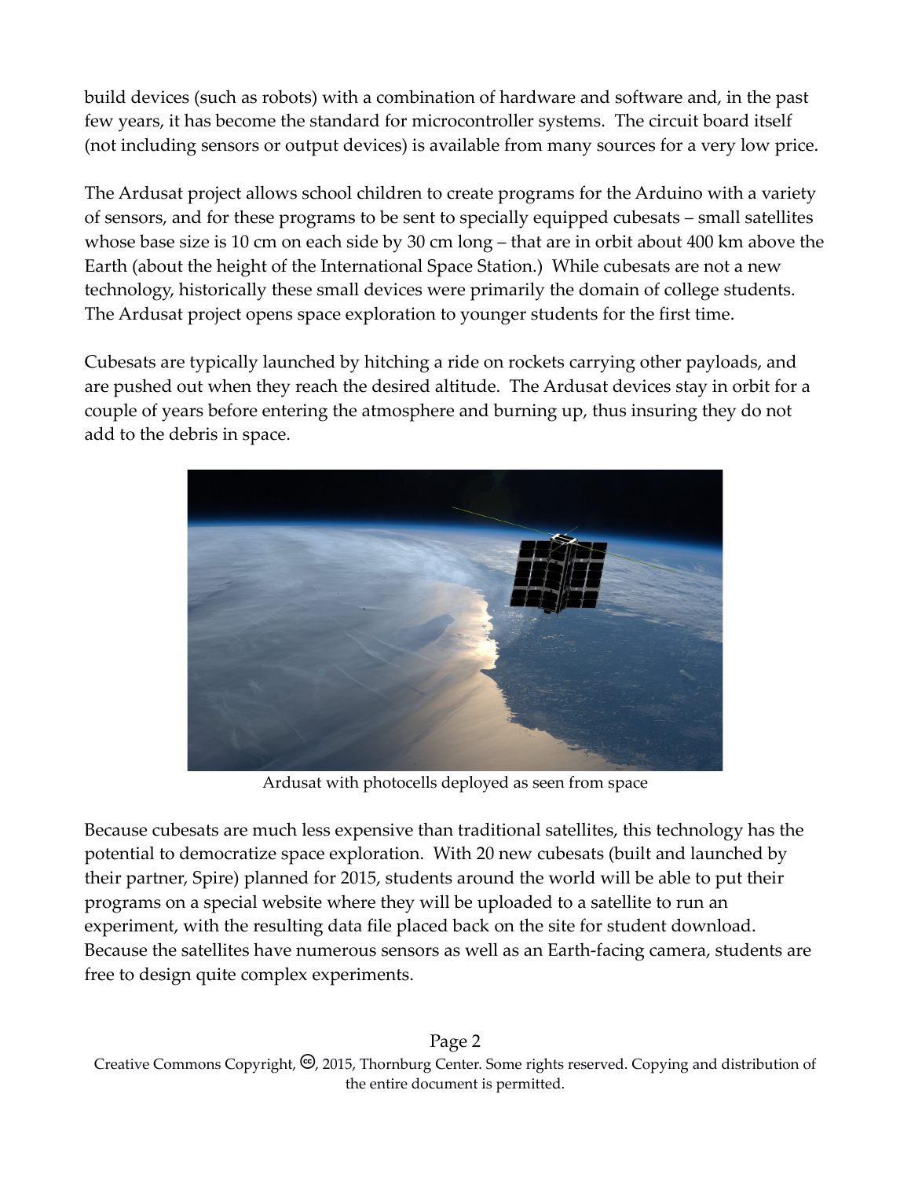build devices (such as robots) with a combination of hardware and software and, in the past few years, it has become the standard for microcontroller systems. The circuit board itself (not including sensors or output devices) is available from many sources for a very low price.

The Ardusat project allows school children to create programs for the Arduino with a variety of sensors, and for these programs to be sent to specially equipped cubesats – small satellites whose base size is 10 cm on each side by 30 cm long – that are in orbit about 400 km above the Earth (about the height of the International Space Station.) While cubesats are not a new technology, historically these small devices were primarily the domain of college students. The Ardusat project opens space exploration to younger students for the first time.

Cubesats are typically launched by hitching a ride on rockets carrying other payloads, and are pushed out when they reach the desired altitude. The Ardusat devices stay in orbit for a couple of years before entering the atmosphere and burning up, thus insuring they do not add to the debris in space.

Ardusat with photocells deployed as seen from space

Because cubesats are much less expensive than traditional satellites, this technology has the potential to democratize space exploration. With 20 new cubesats (built and launched by their partner, Spire) planned for 2015, students around the world will be able to put their programs on a special website where they will be uploaded to a satellite to run an experiment, with the resulting data file placed back on the site for student download. Because the satellites have numerous sensors as well as an Earth-facing camera, students are free to design quite complex experiments.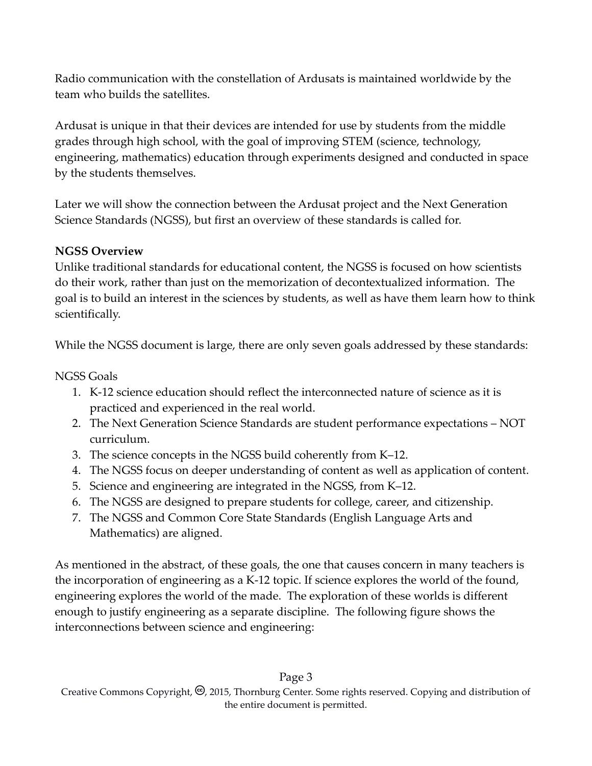Radio communication with the constellation of Ardusats is maintained worldwide by the team who builds the satellites.

Ardusat is unique in that their devices are intended for use by students from the middle grades through high school, with the goal of improving STEM (science, technology, engineering, mathematics) education through experiments designed and conducted in space by the students themselves.

Later we will show the connection between the Ardusat project and the Next Generation Science Standards (NGSS), but first an overview of these standards is called for.

**NGSS Overview**

Unlike traditional standards for educational content, the NGSS is focused on how scientists do their work, rather than just on the memorization of decontextualized information. The goal is to build an interest in the sciences by students, as well as have them learn how to think scientifically.

While the NGSS document is large, there are only seven goals addressed by these standards:

NGSS Goals

1. K-12 science education should reflect the interconnected nature of science as it is practiced and experienced in the real world.
2. The Next Generation Science Standards are student performance expectations – NOT curriculum.
3. The science concepts in the NGSS build coherently from K–12.
4. The NGSS focus on deeper understanding of content as well as application of content.
5. Science and engineering are integrated in the NGSS, from K–12.
6. The NGSS are designed to prepare students for college, career, and citizenship.
7. The NGSS and Common Core State Standards (English Language Arts and Mathematics) are aligned.

As mentioned in the abstract, of these goals, the one that causes concern in many teachers is the incorporation of engineering as a K-12 topic. If science explores the world of the found, engineering explores the world of the made. The exploration of these worlds is different enough to justify engineering as a separate discipline. The following figure shows the interconnections between science and engineering: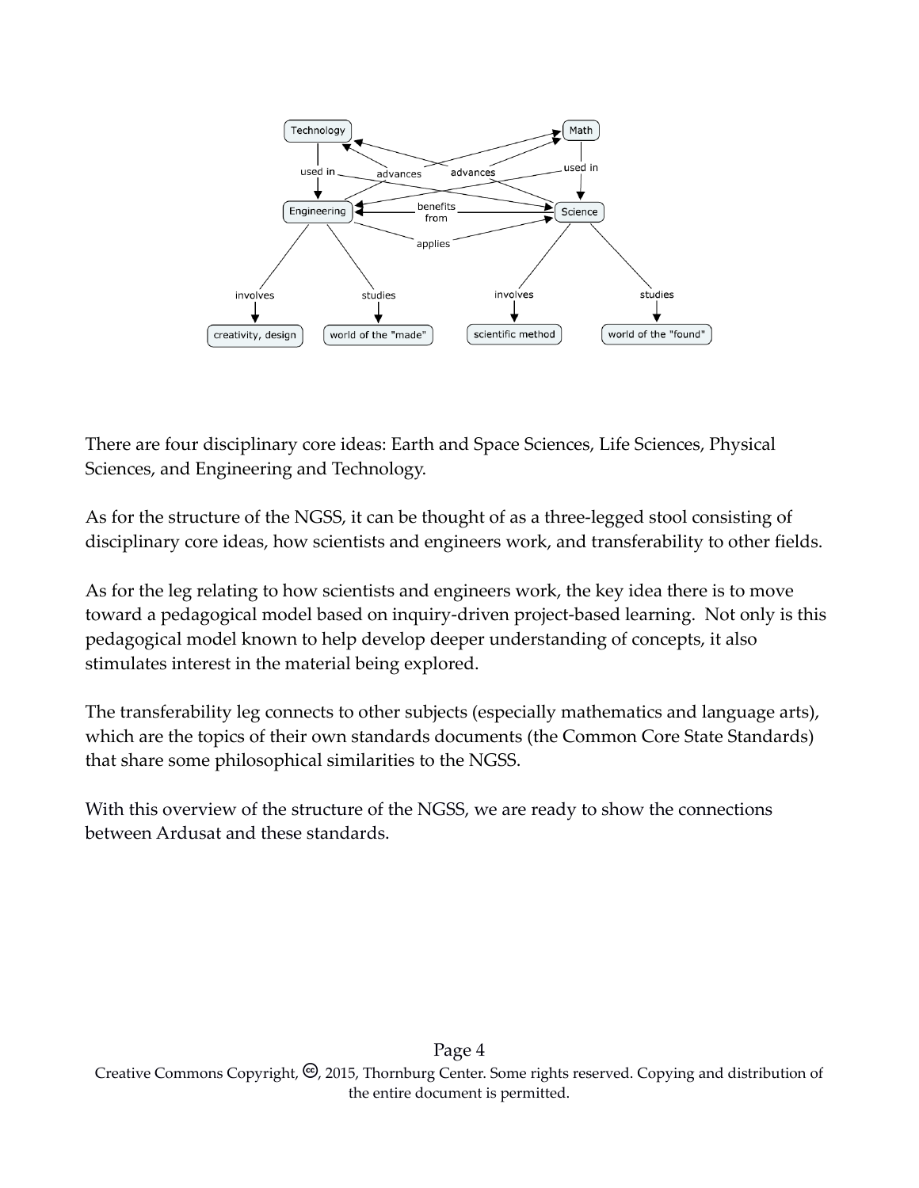There are four disciplinary core ideas: Earth and Space Sciences, Life Sciences, Physical Sciences, and Engineering and Technology.

As for the structure of the NGSS, it can be thought of as a three-legged stool consisting of disciplinary core ideas, how scientists and engineers work, and transferability to other fields.

As for the leg relating to how scientists and engineers work, the key idea there is to move toward a pedagogical model based on inquiry-driven project-based learning. Not only is this pedagogical model known to help develop deeper understanding of concepts, it also stimulates interest in the material being explored.

The transferability leg connects to other subjects (especially mathematics and language arts), which are the topics of their own standards documents (the Common Core State Standards) that share some philosophical similarities to the NGSS.

With this overview of the structure of the NGSS, we are ready to show the connections between Ardusat and these standards.

Creative Commons Copyright, ©, 2015, Thornburg Center. Some rights reserved. Copying and distribution of the entire document is permitted.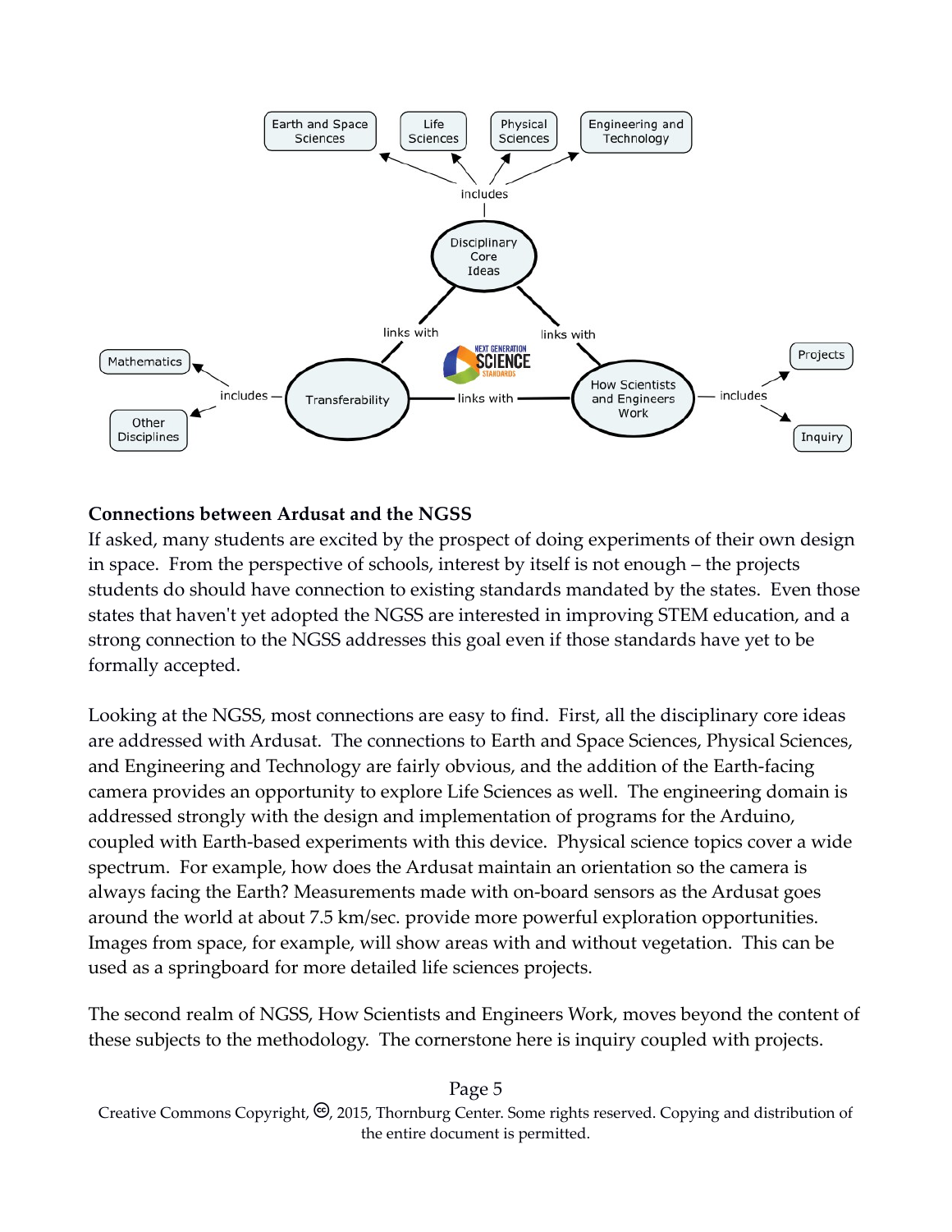**Connections between Ardusat and the NGSS**

If asked, many students are excited by the prospect of doing experiments of their own design in space. From the perspective of schools, interest by itself is not enough – the projects students do should have connection to existing standards mandated by the states. Even those states that haven't yet adopted the NGSS are interested in improving STEM education, and a strong connection to the NGSS addresses this goal even if those standards have yet to be formally accepted.

Looking at the NGSS, most connections are easy to find. First, all the disciplinary core ideas are addressed with Ardusat. The connections to Earth and Space Sciences, Physical Sciences, and Engineering and Technology are fairly obvious, and the addition of the Earth-facing camera provides an opportunity to explore Life Sciences as well. The engineering domain is addressed strongly with the design and implementation of programs for the Arduino, coupled with Earth-based experiments with this device. Physical science topics cover a wide spectrum. For example, how does the Ardusat maintain an orientation so the camera is always facing the Earth? Measurements made with on-board sensors as the Ardusat goes around the world at about 7.5 km/sec. provide more powerful exploration opportunities. Images from space, for example, will show areas with and without vegetation. This can be used as a springboard for more detailed life sciences projects.

The second realm of NGSS, How Scientists and Engineers Work, moves beyond the content of these subjects to the methodology. The cornerstone here is inquiry coupled with projects.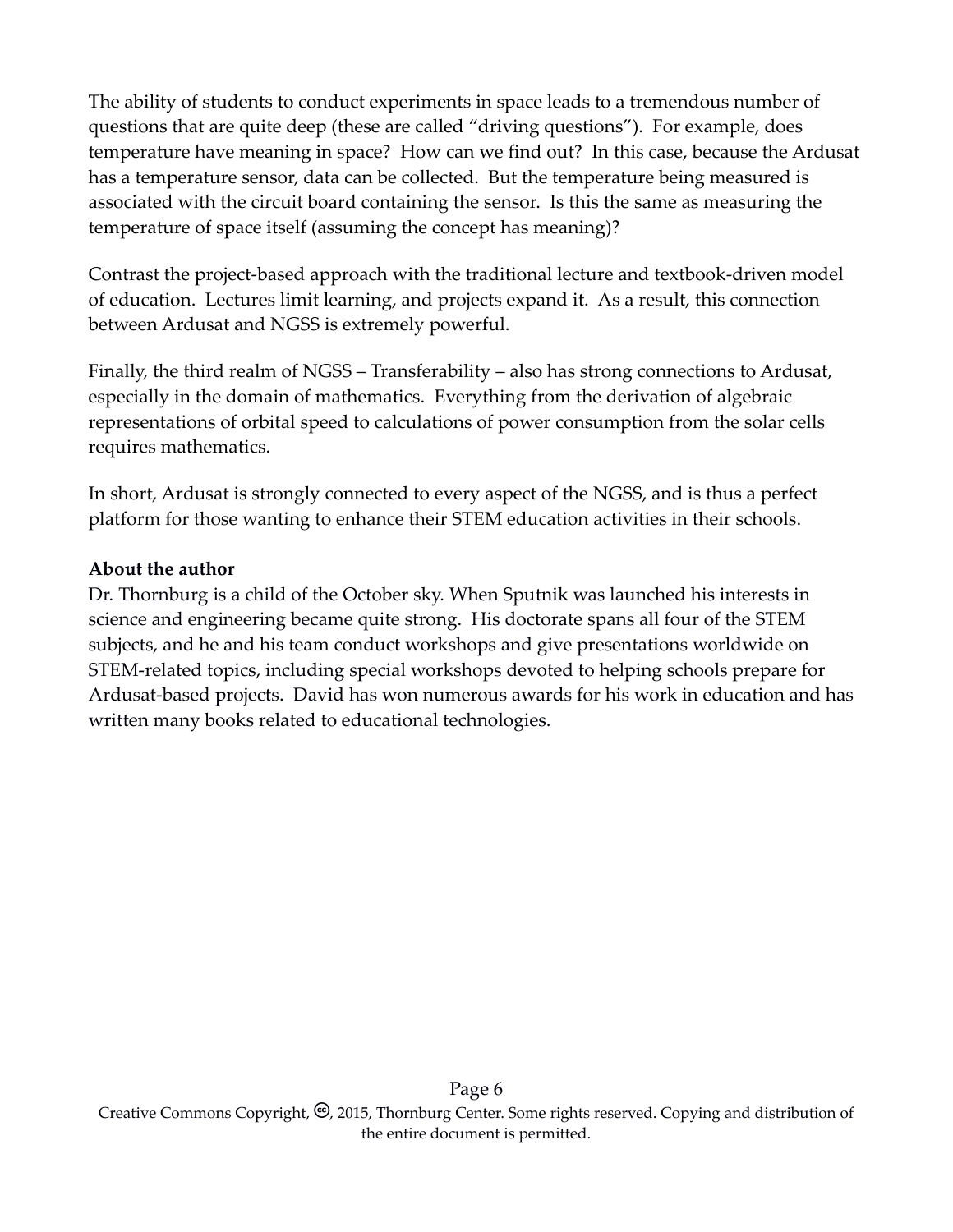The ability of students to conduct experiments in space leads to a tremendous number of questions that are quite deep (these are called "driving questions"). For example, does temperature have meaning in space? How can we find out? In this case, because the Ardusat has a temperature sensor, data can be collected. But the temperature being measured is associated with the circuit board containing the sensor. Is this the same as measuring the temperature of space itself (assuming the concept has meaning)?

Contrast the project-based approach with the traditional lecture and textbook-driven model of education. Lectures limit learning, and projects expand it. As a result, this connection between Ardusat and NGSS is extremely powerful.

Finally, the third realm of NGSS – Transferability – also has strong connections to Ardusat, especially in the domain of mathematics. Everything from the derivation of algebraic representations of orbital speed to calculations of power consumption from the solar cells requires mathematics.

In short, Ardusat is strongly connected to every aspect of the NGSS, and is thus a perfect platform for those wanting to enhance their STEM education activities in their schools.

**About the author**

Dr. Thornburg is a child of the October sky. When Sputnik was launched his interests in science and engineering became quite strong. His doctorate spans all four of the STEM subjects, and he and his team conduct workshops and give presentations worldwide on STEM-related topics, including special workshops devoted to helping schools prepare for Ardusat-based projects. David has won numerous awards for his work in education and has written many books related to educational technologies.